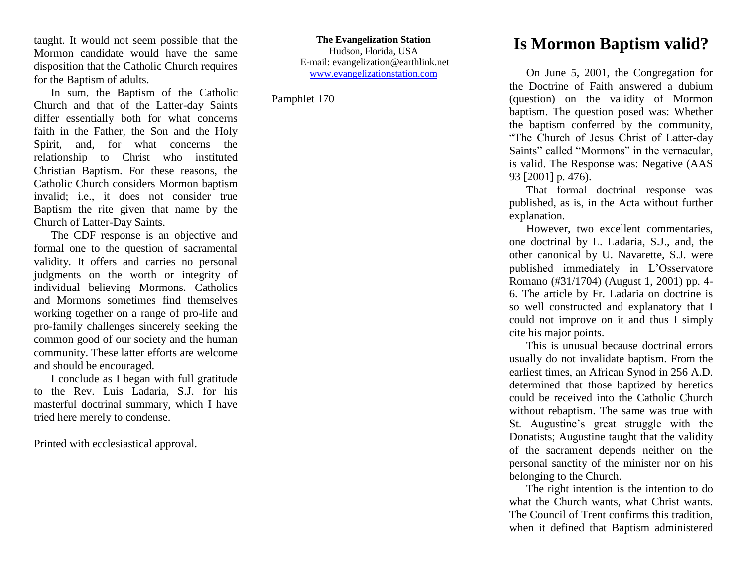taught. It would not seem possible that the Mormon candidate would have the same disposition that the Catholic Church requires for the Baptism of adults.

In sum, the Baptism of the Catholic Church and that of the Latter-day Saints differ essentially both for what concerns faith in the Father, the Son and the Holy Spirit, and, for what concerns the relationship to Christ who instituted Christian Baptism. For these reasons, the Catholic Church considers Mormon baptism invalid; i.e., it does not consider true Baptism the rite given that name by the Church of Latter-Day Saints.

The CDF response is an objective and formal one to the question of sacramental validity. It offers and carries no personal judgments on the worth or integrity of individual believing Mormons. Catholics and Mormons sometimes find themselves working together on a range of pro-life and pro-family challenges sincerely seeking the common good of our society and the human community. These latter efforts are welcome and should be encouraged.

I conclude as I began with full gratitude to the Rev. Luis Ladaria, S.J. for his masterful doctrinal summary, which I have tried here merely to condense.

Printed with ecclesiastical approval.

**The Evangelization Station**
Hudson, Florida, USA
E-mail: evangelization@earthlink.net
www.evangelizationstation.com

Pamphlet 170

# Is Mormon Baptism valid?

On June 5, 2001, the Congregation for the Doctrine of Faith answered a dubium (question) on the validity of Mormon baptism. The question posed was: Whether the baptism conferred by the community, "The Church of Jesus Christ of Latter-day Saints" called "Mormons" in the vernacular, is valid. The Response was: Negative (AAS 93 [2001] p. 476).

That formal doctrinal response was published, as is, in the Acta without further explanation.

However, two excellent commentaries, one doctrinal by L. Ladaria, S.J., and, the other canonical by U. Navarette, S.J. were published immediately in L'Osservatore Romano (#31/1704) (August 1, 2001) pp. 4-6. The article by Fr. Ladaria on doctrine is so well constructed and explanatory that I could not improve on it and thus I simply cite his major points.

This is unusual because doctrinal errors usually do not invalidate baptism. From the earliest times, an African Synod in 256 A.D. determined that those baptized by heretics could be received into the Catholic Church without rebaptism. The same was true with St. Augustine's great struggle with the Donatists; Augustine taught that the validity of the sacrament depends neither on the personal sanctity of the minister nor on his belonging to the Church.

The right intention is the intention to do what the Church wants, what Christ wants. The Council of Trent confirms this tradition, when it defined that Baptism administered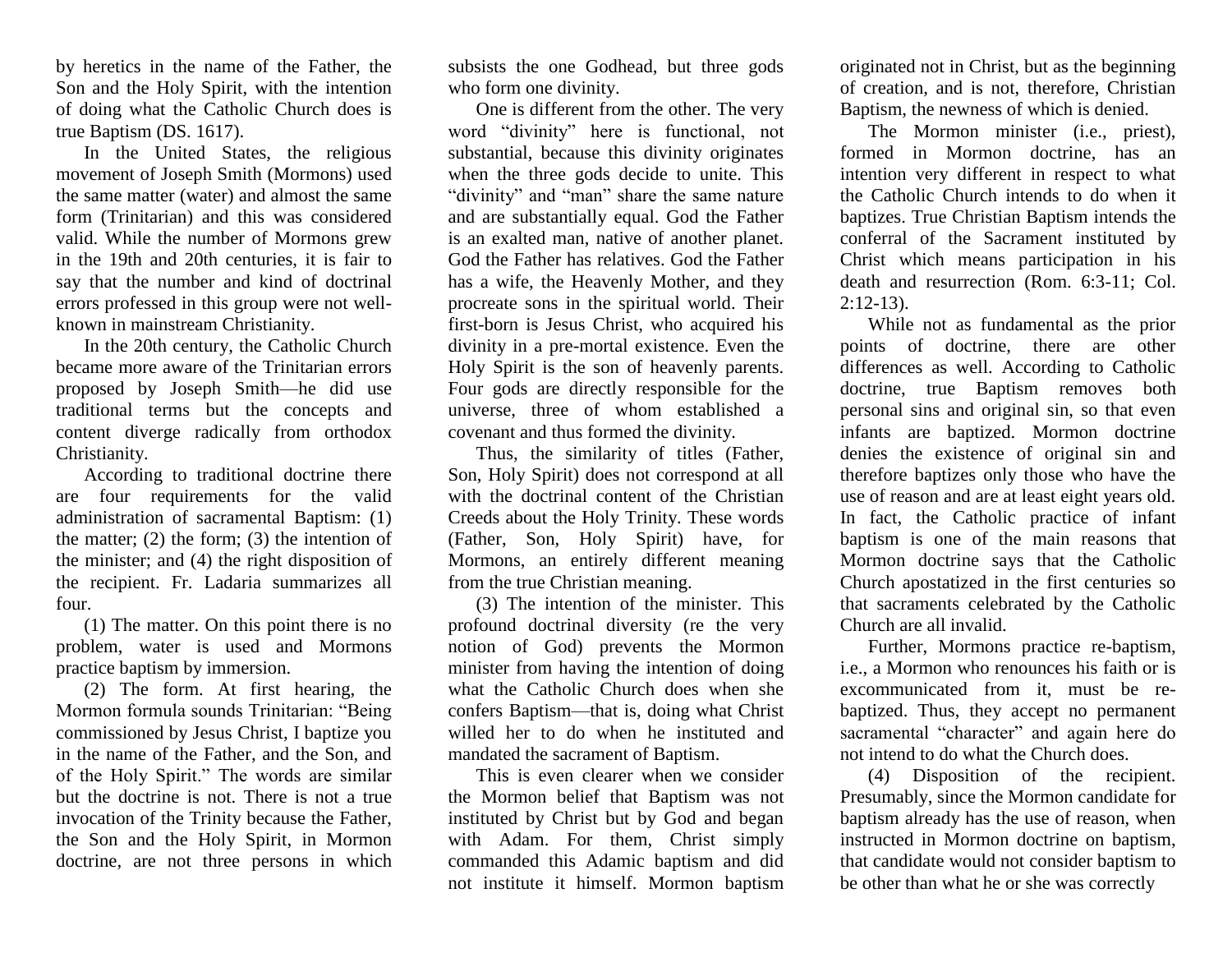by heretics in the name of the Father, the Son and the Holy Spirit, with the intention of doing what the Catholic Church does is true Baptism (DS. 1617).

In the United States, the religious movement of Joseph Smith (Mormons) used the same matter (water) and almost the same form (Trinitarian) and this was considered valid. While the number of Mormons grew in the 19th and 20th centuries, it is fair to say that the number and kind of doctrinal errors professed in this group were not well-known in mainstream Christianity.

In the 20th century, the Catholic Church became more aware of the Trinitarian errors proposed by Joseph Smith—he did use traditional terms but the concepts and content diverge radically from orthodox Christianity.

According to traditional doctrine there are four requirements for the valid administration of sacramental Baptism: (1) the matter; (2) the form; (3) the intention of the minister; and (4) the right disposition of the recipient. Fr. Ladaria summarizes all four.

(1) The matter. On this point there is no problem, water is used and Mormons practice baptism by immersion.

(2) The form. At first hearing, the Mormon formula sounds Trinitarian: "Being commissioned by Jesus Christ, I baptize you in the name of the Father, and the Son, and of the Holy Spirit." The words are similar but the doctrine is not. There is not a true invocation of the Trinity because the Father, the Son and the Holy Spirit, in Mormon doctrine, are not three persons in which subsists the one Godhead, but three gods who form one divinity.

One is different from the other. The very word "divinity" here is functional, not substantial, because this divinity originates when the three gods decide to unite. This "divinity" and "man" share the same nature and are substantially equal. God the Father is an exalted man, native of another planet. God the Father has relatives. God the Father has a wife, the Heavenly Mother, and they procreate sons in the spiritual world. Their first-born is Jesus Christ, who acquired his divinity in a pre-mortal existence. Even the Holy Spirit is the son of heavenly parents. Four gods are directly responsible for the universe, three of whom established a covenant and thus formed the divinity.

Thus, the similarity of titles (Father, Son, Holy Spirit) does not correspond at all with the doctrinal content of the Christian Creeds about the Holy Trinity. These words (Father, Son, Holy Spirit) have, for Mormons, an entirely different meaning from the true Christian meaning.

(3) The intention of the minister. This profound doctrinal diversity (re the very notion of God) prevents the Mormon minister from having the intention of doing what the Catholic Church does when she confers Baptism—that is, doing what Christ willed her to do when he instituted and mandated the sacrament of Baptism.

This is even clearer when we consider the Mormon belief that Baptism was not instituted by Christ but by God and began with Adam. For them, Christ simply commanded this Adamic baptism and did not institute it himself. Mormon baptism originated not in Christ, but as the beginning of creation, and is not, therefore, Christian Baptism, the newness of which is denied.

The Mormon minister (i.e., priest), formed in Mormon doctrine, has an intention very different in respect to what the Catholic Church intends to do when it baptizes. True Christian Baptism intends the conferral of the Sacrament instituted by Christ which means participation in his death and resurrection (Rom. 6:3-11; Col. 2:12-13).

While not as fundamental as the prior points of doctrine, there are other differences as well. According to Catholic doctrine, true Baptism removes both personal sins and original sin, so that even infants are baptized. Mormon doctrine denies the existence of original sin and therefore baptizes only those who have the use of reason and are at least eight years old. In fact, the Catholic practice of infant baptism is one of the main reasons that Mormon doctrine says that the Catholic Church apostatized in the first centuries so that sacraments celebrated by the Catholic Church are all invalid.

Further, Mormons practice re-baptism, i.e., a Mormon who renounces his faith or is excommunicated from it, must be re-baptized. Thus, they accept no permanent sacramental "character" and again here do not intend to do what the Church does.

(4) Disposition of the recipient. Presumably, since the Mormon candidate for baptism already has the use of reason, when instructed in Mormon doctrine on baptism, that candidate would not consider baptism to be other than what he or she was correctly